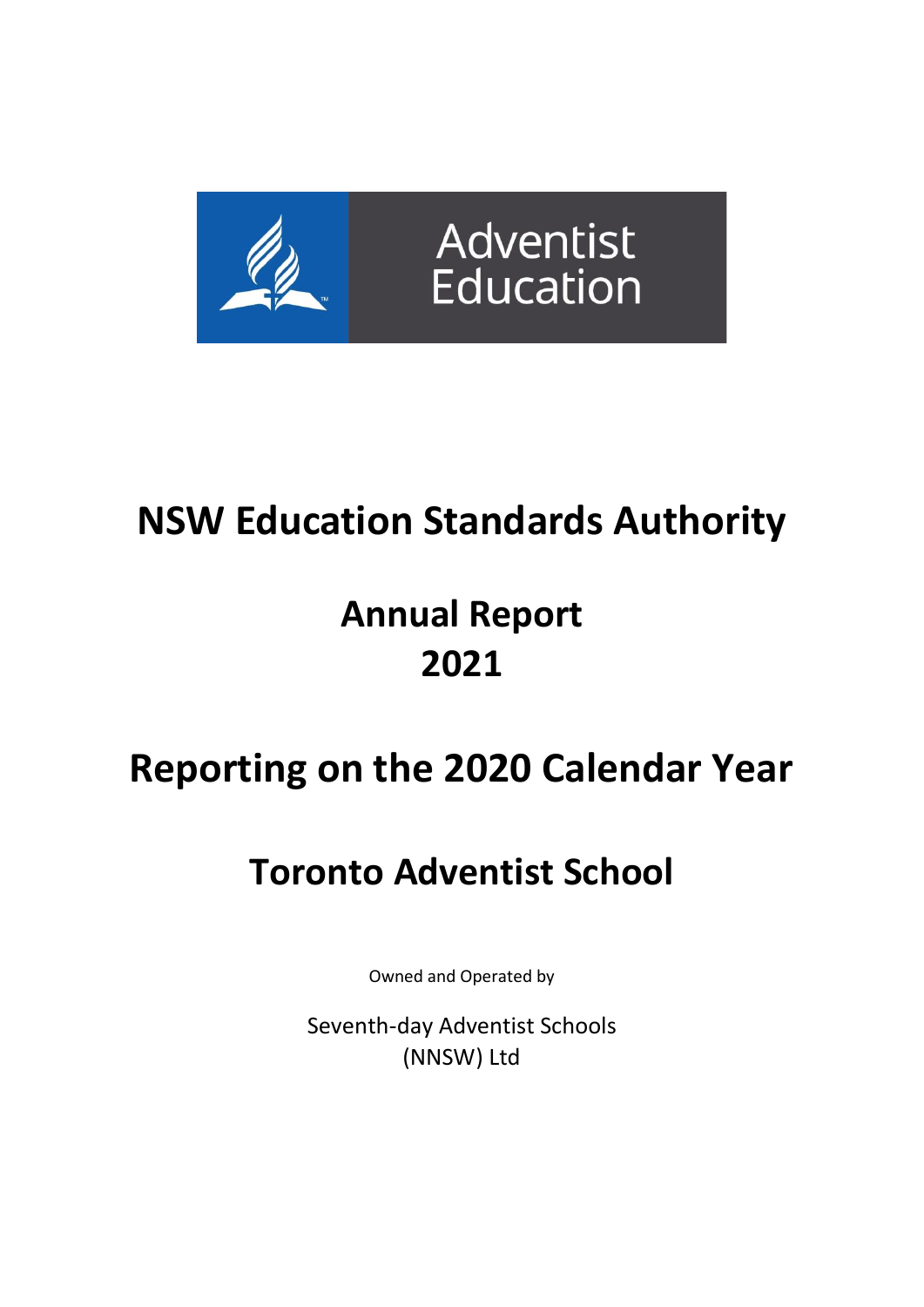Adventist Education

# NSW Education Standards Authority

# Annual Report 2021

# Reporting on the 2020 Calendar Year

# Toronto Adventist School

Owned and Operated by

Seventh-day Adventist Schools (NNSW) Ltd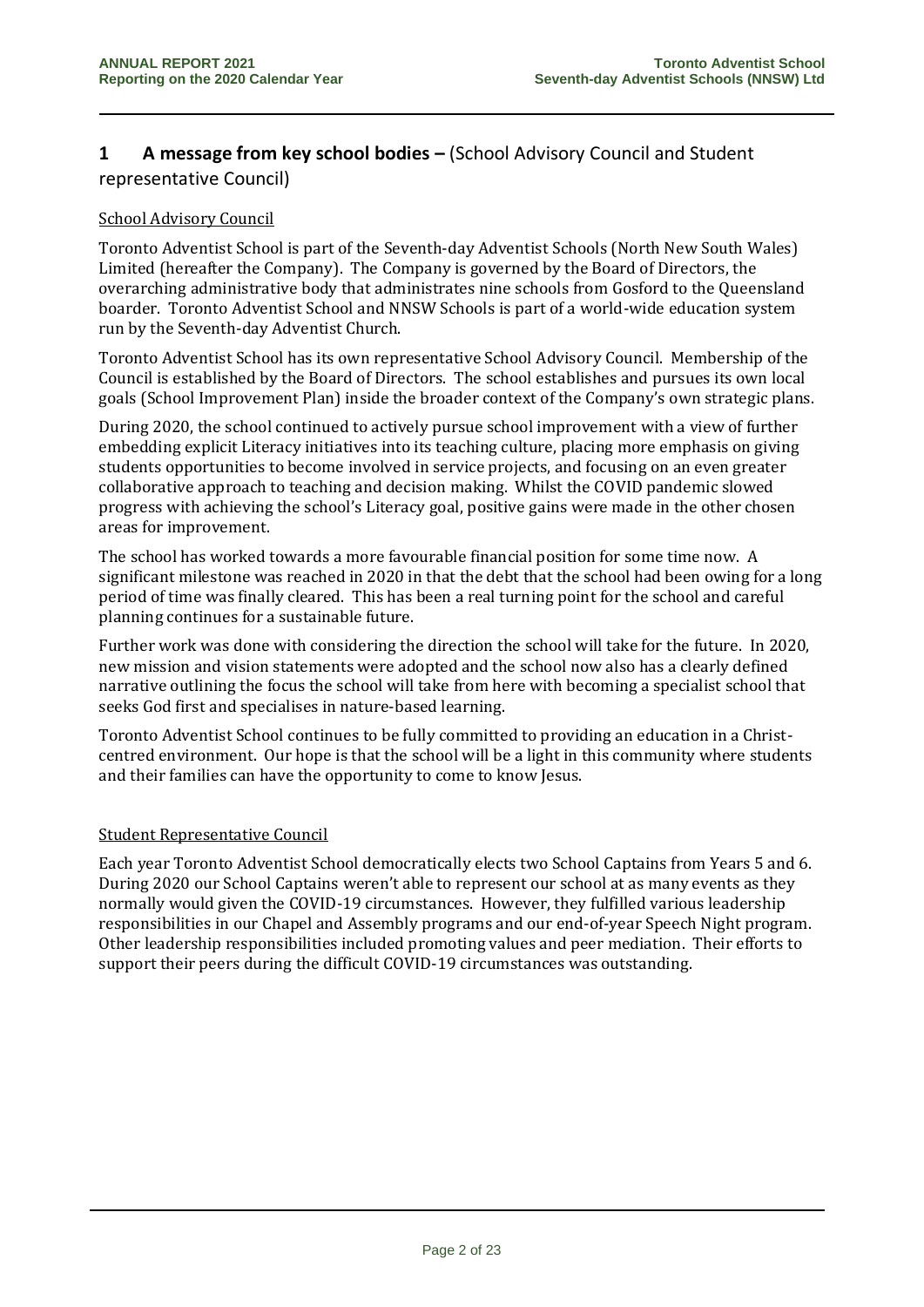## 1 A message from key school bodies – (School Advisory Council and Student representative Council)

School Advisory Council

Toronto Adventist School is part of the Seventh-day Adventist Schools (North New South Wales) Limited (hereafter the Company). The Company is governed by the Board of Directors, the overarching administrative body that administrates nine schools from Gosford to the Queensland boarder. Toronto Adventist School and NNSW Schools is part of a world-wide education system run by the Seventh-day Adventist Church.

Toronto Adventist School has its own representative School Advisory Council. Membership of the Council is established by the Board of Directors. The school establishes and pursues its own local goals (School Improvement Plan) inside the broader context of the Company's own strategic plans.

During 2020, the school continued to actively pursue school improvement with a view of further embedding explicit Literacy initiatives into its teaching culture, placing more emphasis on giving students opportunities to become involved in service projects, and focusing on an even greater collaborative approach to teaching and decision making. Whilst the COVID pandemic slowed progress with achieving the school's Literacy goal, positive gains were made in the other chosen areas for improvement.

The school has worked towards a more favourable financial position for some time now. A significant milestone was reached in 2020 in that the debt that the school had been owing for a long period of time was finally cleared. This has been a real turning point for the school and careful planning continues for a sustainable future.

Further work was done with considering the direction the school will take for the future. In 2020, new mission and vision statements were adopted and the school now also has a clearly defined narrative outlining the focus the school will take from here with becoming a specialist school that seeks God first and specialises in nature-based learning.

Toronto Adventist School continues to be fully committed to providing an education in a Christ-centred environment. Our hope is that the school will be a light in this community where students and their families can have the opportunity to come to know Jesus.

Student Representative Council

Each year Toronto Adventist School democratically elects two School Captains from Years 5 and 6. During 2020 our School Captains weren't able to represent our school at as many events as they normally would given the COVID-19 circumstances. However, they fulfilled various leadership responsibilities in our Chapel and Assembly programs and our end-of-year Speech Night program. Other leadership responsibilities included promoting values and peer mediation. Their efforts to support their peers during the difficult COVID-19 circumstances was outstanding.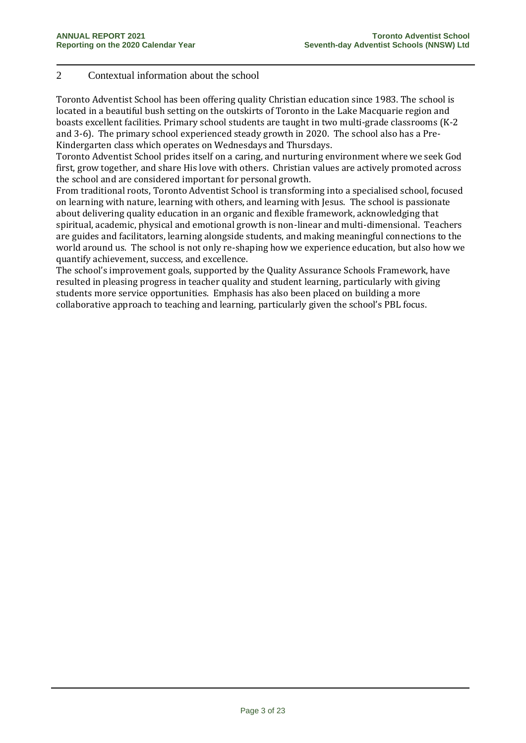## 2 Contextual information about the school

Toronto Adventist School has been offering quality Christian education since 1983. The school is located in a beautiful bush setting on the outskirts of Toronto in the Lake Macquarie region and boasts excellent facilities. Primary school students are taught in two multi-grade classrooms (K-2 and 3-6). The primary school experienced steady growth in 2020. The school also has a Pre-Kindergarten class which operates on Wednesdays and Thursdays.

Toronto Adventist School prides itself on a caring, and nurturing environment where we seek God first, grow together, and share His love with others. Christian values are actively promoted across the school and are considered important for personal growth.

From traditional roots, Toronto Adventist School is transforming into a specialised school, focused on learning with nature, learning with others, and learning with Jesus. The school is passionate about delivering quality education in an organic and flexible framework, acknowledging that spiritual, academic, physical and emotional growth is non-linear and multi-dimensional. Teachers are guides and facilitators, learning alongside students, and making meaningful connections to the world around us. The school is not only re-shaping how we experience education, but also how we quantify achievement, success, and excellence.

The school's improvement goals, supported by the Quality Assurance Schools Framework, have resulted in pleasing progress in teacher quality and student learning, particularly with giving students more service opportunities. Emphasis has also been placed on building a more collaborative approach to teaching and learning, particularly given the school's PBL focus.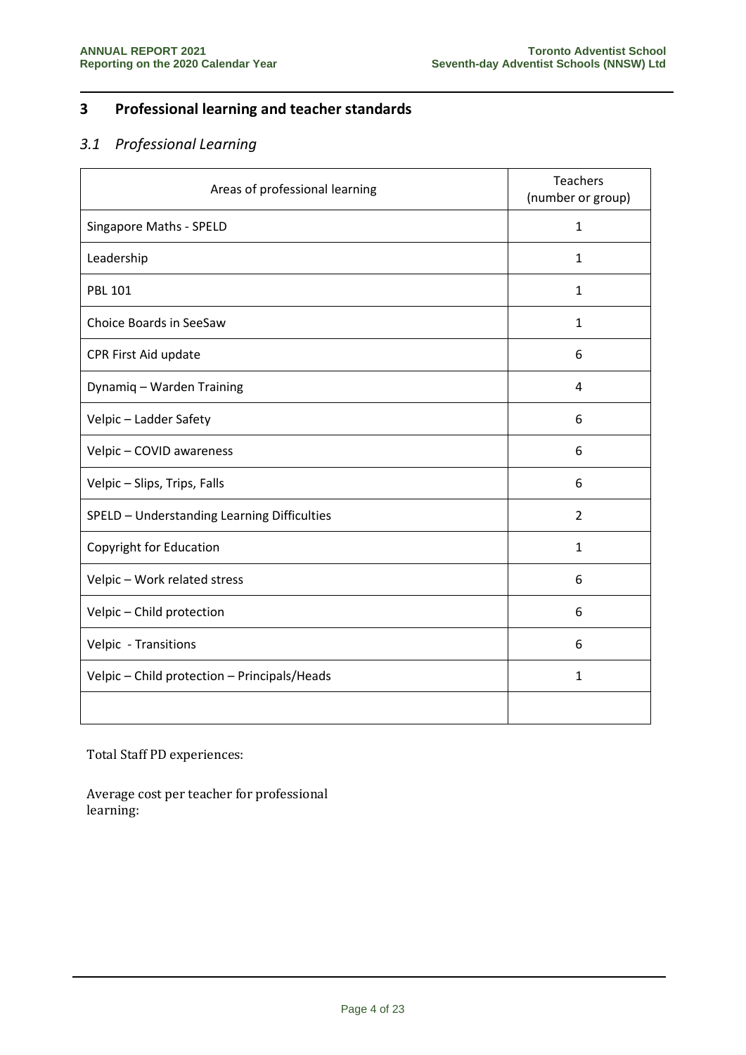## 3 Professional learning and teacher standards

### *3.1 Professional Learning*

| Areas of professional learning | Teachers (number or group) |
| --- | --- |
| Singapore Maths - SPELD | 1 |
| Leadership | 1 |
| PBL 101 | 1 |
| Choice Boards in SeeSaw | 1 |
| CPR First Aid update | 6 |
| Dynamiq – Warden Training | 4 |
| Velpic – Ladder Safety | 6 |
| Velpic – COVID awareness | 6 |
| Velpic – Slips, Trips, Falls | 6 |
| SPELD – Understanding Learning Difficulties | 2 |
| Copyright for Education | 1 |
| Velpic – Work related stress | 6 |
| Velpic – Child protection | 6 |
| Velpic - Transitions | 6 |
| Velpic – Child protection – Principals/Heads | 1 |
| | |

Total Staff PD experiences:

Average cost per teacher for professional learning: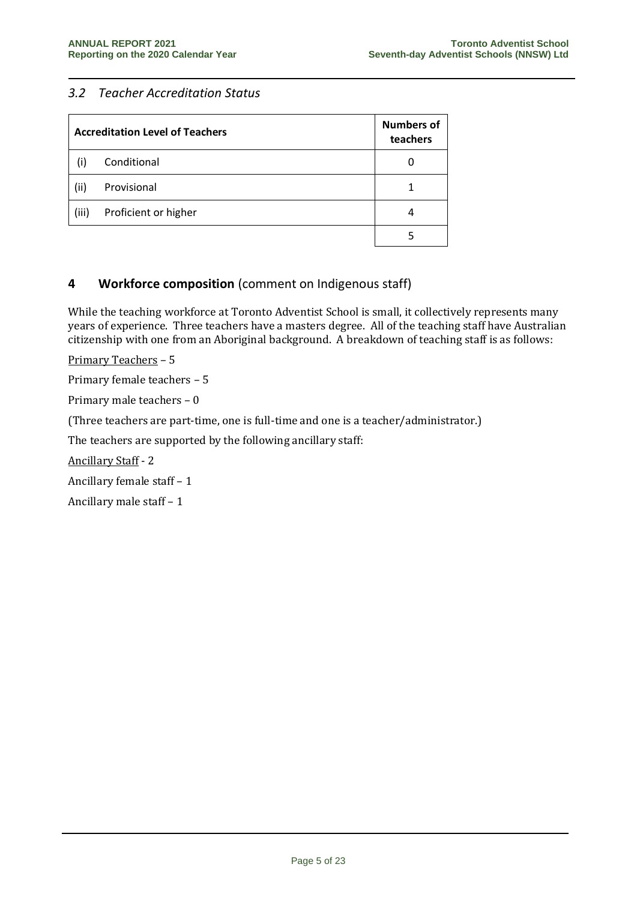### *3.2 Teacher Accreditation Status*

| Accreditation Level of Teachers | | Numbers of teachers |
|---|---|---|
| (i) | Conditional | 0 |
| (ii) | Provisional | 1 |
| (iii) | Proficient or higher | 4 |
| | | 5 |

## 4 **Workforce composition** (comment on Indigenous staff)

While the teaching workforce at Toronto Adventist School is small, it collectively represents many years of experience. Three teachers have a masters degree. All of the teaching staff have Australian citizenship with one from an Aboriginal background. A breakdown of teaching staff is as follows:

<u>Primary Teachers</u> – 5

Primary female teachers – 5

Primary male teachers – 0

(Three teachers are part-time, one is full-time and one is a teacher/administrator.)

The teachers are supported by the following ancillary staff:

<u>Ancillary Staff</u> - 2

Ancillary female staff – 1

Ancillary male staff – 1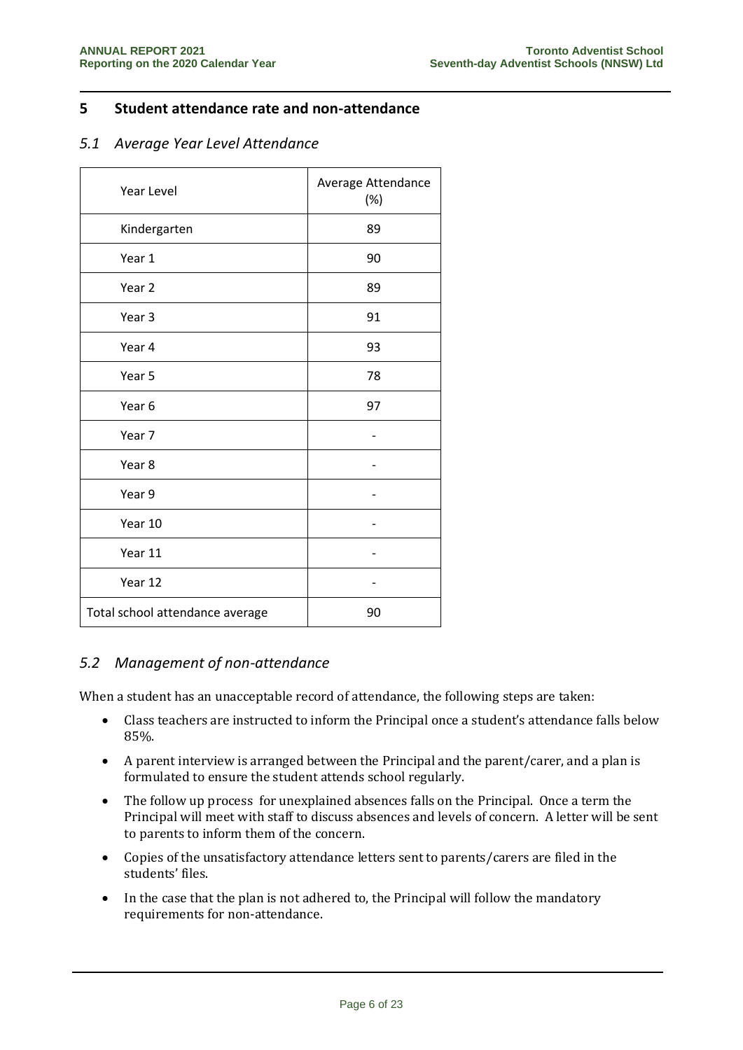## 5 Student attendance rate and non-attendance

### *5.1 Average Year Level Attendance*

| Year Level | Average Attendance (%) |
|---|---|
| Kindergarten | 89 |
| Year 1 | 90 |
| Year 2 | 89 |
| Year 3 | 91 |
| Year 4 | 93 |
| Year 5 | 78 |
| Year 6 | 97 |
| Year 7 | - |
| Year 8 | - |
| Year 9 | - |
| Year 10 | - |
| Year 11 | - |
| Year 12 | - |
| Total school attendance average | 90 |

### *5.2 Management of non-attendance*

When a student has an unacceptable record of attendance, the following steps are taken:

- Class teachers are instructed to inform the Principal once a student's attendance falls below 85%.
- A parent interview is arranged between the Principal and the parent/carer, and a plan is formulated to ensure the student attends school regularly.
- The follow up process for unexplained absences falls on the Principal. Once a term the Principal will meet with staff to discuss absences and levels of concern. A letter will be sent to parents to inform them of the concern.
- Copies of the unsatisfactory attendance letters sent to parents/carers are filed in the students' files.
- In the case that the plan is not adhered to, the Principal will follow the mandatory requirements for non-attendance.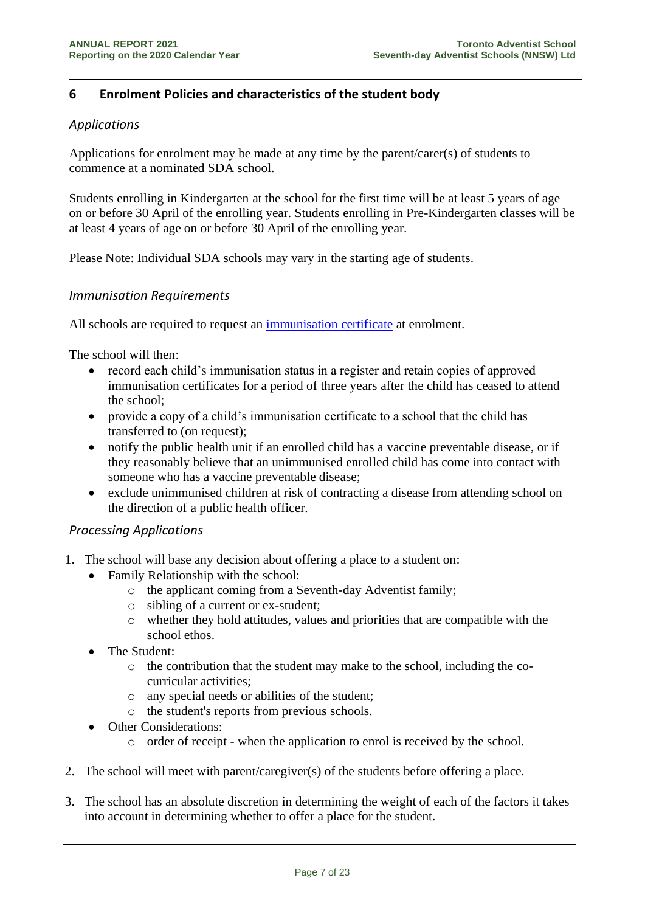## 6 Enrolment Policies and characteristics of the student body

### *Applications*

Applications for enrolment may be made at any time by the parent/carer(s) of students to commence at a nominated SDA school.

Students enrolling in Kindergarten at the school for the first time will be at least 5 years of age on or before 30 April of the enrolling year. Students enrolling in Pre-Kindergarten classes will be at least 4 years of age on or before 30 April of the enrolling year.

Please Note: Individual SDA schools may vary in the starting age of students.

### *Immunisation Requirements*

All schools are required to request an immunisation certificate at enrolment.

The school will then:

- record each child's immunisation status in a register and retain copies of approved immunisation certificates for a period of three years after the child has ceased to attend the school;
- provide a copy of a child's immunisation certificate to a school that the child has transferred to (on request);
- notify the public health unit if an enrolled child has a vaccine preventable disease, or if they reasonably believe that an unimmunised enrolled child has come into contact with someone who has a vaccine preventable disease;
- exclude unimmunised children at risk of contracting a disease from attending school on the direction of a public health officer.

### *Processing Applications*

1. The school will base any decision about offering a place to a student on:
   - Family Relationship with the school:
     - the applicant coming from a Seventh-day Adventist family;
     - sibling of a current or ex-student;
     - whether they hold attitudes, values and priorities that are compatible with the school ethos.
   - The Student:
     - the contribution that the student may make to the school, including the co-curricular activities;
     - any special needs or abilities of the student;
     - the student's reports from previous schools.
   - Other Considerations:
     - order of receipt - when the application to enrol is received by the school.
2. The school will meet with parent/caregiver(s) of the students before offering a place.
3. The school has an absolute discretion in determining the weight of each of the factors it takes into account in determining whether to offer a place for the student.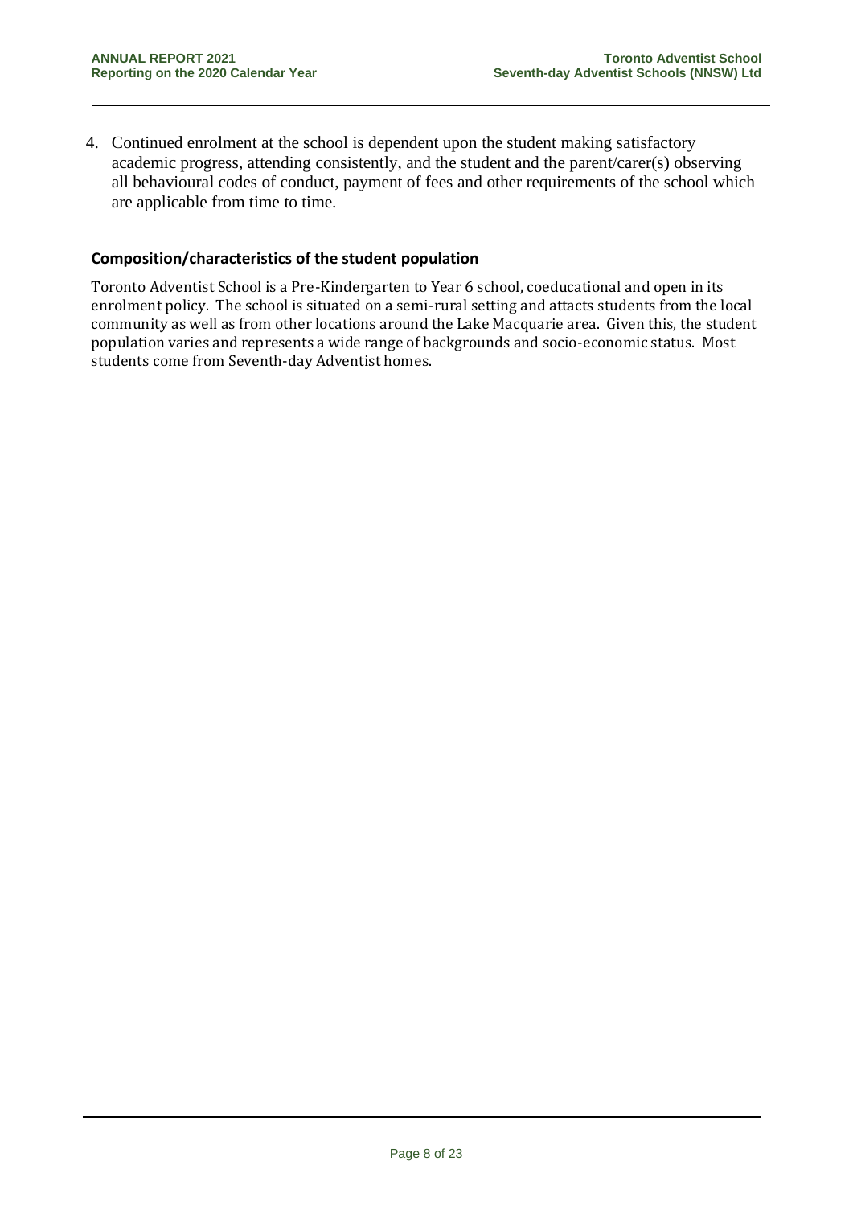4. Continued enrolment at the school is dependent upon the student making satisfactory academic progress, attending consistently, and the student and the parent/carer(s) observing all behavioural codes of conduct, payment of fees and other requirements of the school which are applicable from time to time.

### Composition/characteristics of the student population

Toronto Adventist School is a Pre-Kindergarten to Year 6 school, coeducational and open in its enrolment policy. The school is situated on a semi-rural setting and attacts students from the local community as well as from other locations around the Lake Macquarie area. Given this, the student population varies and represents a wide range of backgrounds and socio-economic status. Most students come from Seventh-day Adventist homes.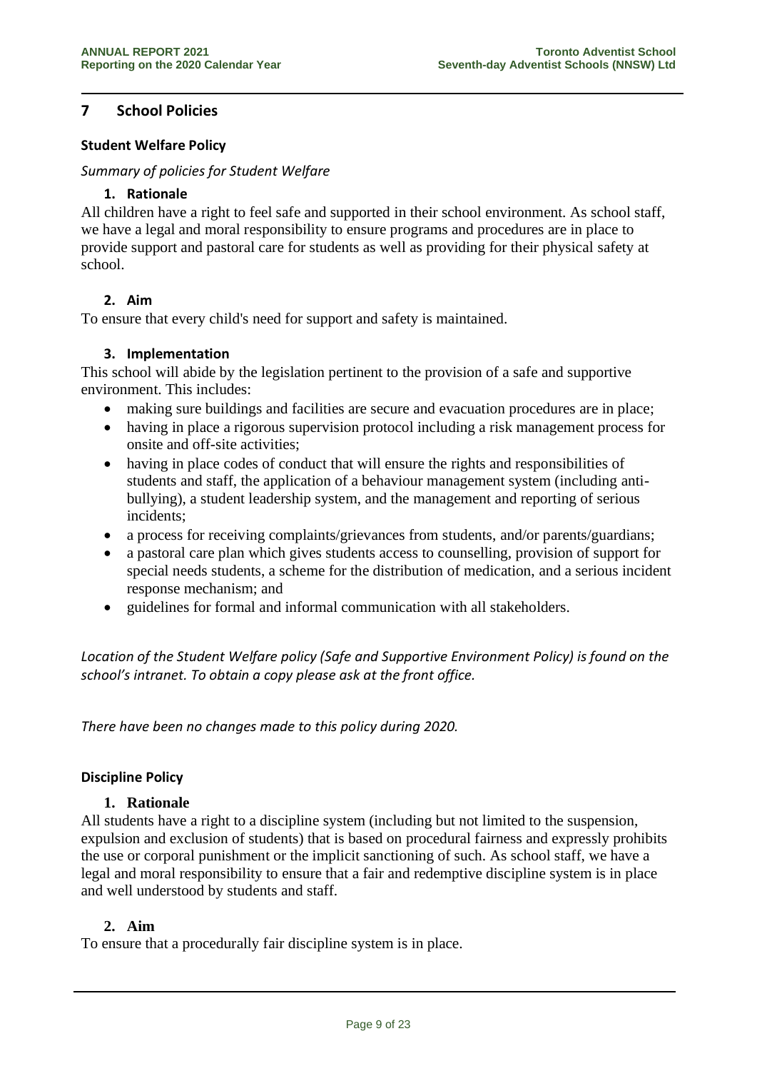## 7 School Policies

### Student Welfare Policy

*Summary of policies for Student Welfare*

#### 1. Rationale

All children have a right to feel safe and supported in their school environment. As school staff, we have a legal and moral responsibility to ensure programs and procedures are in place to provide support and pastoral care for students as well as providing for their physical safety at school.

#### 2. Aim

To ensure that every child's need for support and safety is maintained.

#### 3. Implementation

This school will abide by the legislation pertinent to the provision of a safe and supportive environment. This includes:

- making sure buildings and facilities are secure and evacuation procedures are in place;
- having in place a rigorous supervision protocol including a risk management process for onsite and off-site activities;
- having in place codes of conduct that will ensure the rights and responsibilities of students and staff, the application of a behaviour management system (including anti-bullying), a student leadership system, and the management and reporting of serious incidents;
- a process for receiving complaints/grievances from students, and/or parents/guardians;
- a pastoral care plan which gives students access to counselling, provision of support for special needs students, a scheme for the distribution of medication, and a serious incident response mechanism; and
- guidelines for formal and informal communication with all stakeholders.

*Location of the Student Welfare policy (Safe and Supportive Environment Policy) is found on the school's intranet. To obtain a copy please ask at the front office.*

*There have been no changes made to this policy during 2020.*

### Discipline Policy

#### 1. Rationale

All students have a right to a discipline system (including but not limited to the suspension, expulsion and exclusion of students) that is based on procedural fairness and expressly prohibits the use or corporal punishment or the implicit sanctioning of such. As school staff, we have a legal and moral responsibility to ensure that a fair and redemptive discipline system is in place and well understood by students and staff.

#### 2. Aim

To ensure that a procedurally fair discipline system is in place.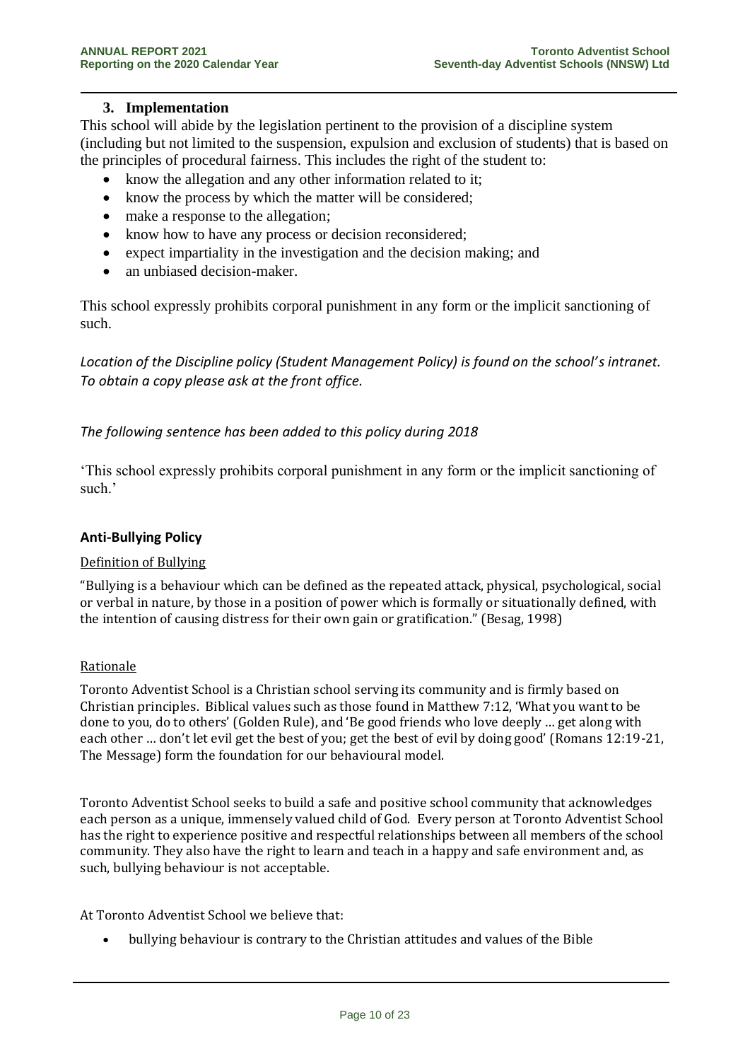### 3. Implementation

This school will abide by the legislation pertinent to the provision of a discipline system (including but not limited to the suspension, expulsion and exclusion of students) that is based on the principles of procedural fairness. This includes the right of the student to:

- know the allegation and any other information related to it;
- know the process by which the matter will be considered;
- make a response to the allegation;
- know how to have any process or decision reconsidered;
- expect impartiality in the investigation and the decision making; and
- an unbiased decision-maker.

This school expressly prohibits corporal punishment in any form or the implicit sanctioning of such.

*Location of the Discipline policy (Student Management Policy) is found on the school's intranet. To obtain a copy please ask at the front office.*

*The following sentence has been added to this policy during 2018*

'This school expressly prohibits corporal punishment in any form or the implicit sanctioning of such.'

**Anti-Bullying Policy**

Definition of Bullying

"Bullying is a behaviour which can be defined as the repeated attack, physical, psychological, social or verbal in nature, by those in a position of power which is formally or situationally defined, with the intention of causing distress for their own gain or gratification." (Besag, 1998)

Rationale

Toronto Adventist School is a Christian school serving its community and is firmly based on Christian principles. Biblical values such as those found in Matthew 7:12, 'What you want to be done to you, do to others' (Golden Rule), and 'Be good friends who love deeply … get along with each other … don't let evil get the best of you; get the best of evil by doing good' (Romans 12:19-21, The Message) form the foundation for our behavioural model.

Toronto Adventist School seeks to build a safe and positive school community that acknowledges each person as a unique, immensely valued child of God. Every person at Toronto Adventist School has the right to experience positive and respectful relationships between all members of the school community. They also have the right to learn and teach in a happy and safe environment and, as such, bullying behaviour is not acceptable.

At Toronto Adventist School we believe that:

- bullying behaviour is contrary to the Christian attitudes and values of the Bible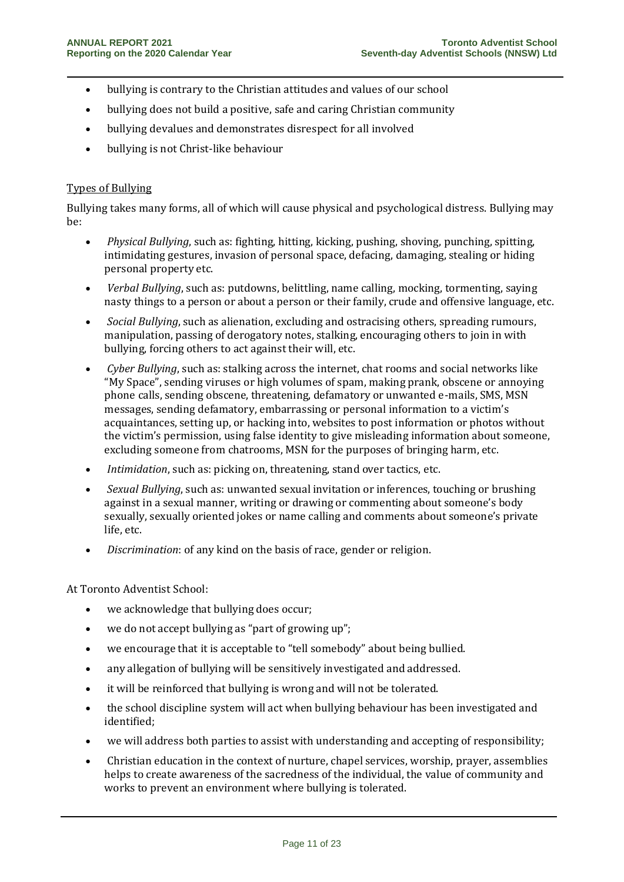- bullying is contrary to the Christian attitudes and values of our school
- bullying does not build a positive, safe and caring Christian community
- bullying devalues and demonstrates disrespect for all involved
- bullying is not Christ-like behaviour

Types of Bullying

Bullying takes many forms, all of which will cause physical and psychological distress. Bullying may be:

- *Physical Bullying*, such as: fighting, hitting, kicking, pushing, shoving, punching, spitting, intimidating gestures, invasion of personal space, defacing, damaging, stealing or hiding personal property etc.
- *Verbal Bullying*, such as: putdowns, belittling, name calling, mocking, tormenting, saying nasty things to a person or about a person or their family, crude and offensive language, etc.
- *Social Bullying*, such as alienation, excluding and ostracising others, spreading rumours, manipulation, passing of derogatory notes, stalking, encouraging others to join in with bullying, forcing others to act against their will, etc.
- *Cyber Bullying*, such as: stalking across the internet, chat rooms and social networks like "My Space", sending viruses or high volumes of spam, making prank, obscene or annoying phone calls, sending obscene, threatening, defamatory or unwanted e-mails, SMS, MSN messages, sending defamatory, embarrassing or personal information to a victim's acquaintances, setting up, or hacking into, websites to post information or photos without the victim's permission, using false identity to give misleading information about someone, excluding someone from chatrooms, MSN for the purposes of bringing harm, etc.
- *Intimidation*, such as: picking on, threatening, stand over tactics, etc.
- *Sexual Bullying*, such as: unwanted sexual invitation or inferences, touching or brushing against in a sexual manner, writing or drawing or commenting about someone's body sexually, sexually oriented jokes or name calling and comments about someone's private life, etc.
- *Discrimination*: of any kind on the basis of race, gender or religion.

At Toronto Adventist School:

- we acknowledge that bullying does occur;
- we do not accept bullying as "part of growing up";
- we encourage that it is acceptable to "tell somebody" about being bullied.
- any allegation of bullying will be sensitively investigated and addressed.
- it will be reinforced that bullying is wrong and will not be tolerated.
- the school discipline system will act when bullying behaviour has been investigated and identified;
- we will address both parties to assist with understanding and accepting of responsibility;
- Christian education in the context of nurture, chapel services, worship, prayer, assemblies helps to create awareness of the sacredness of the individual, the value of community and works to prevent an environment where bullying is tolerated.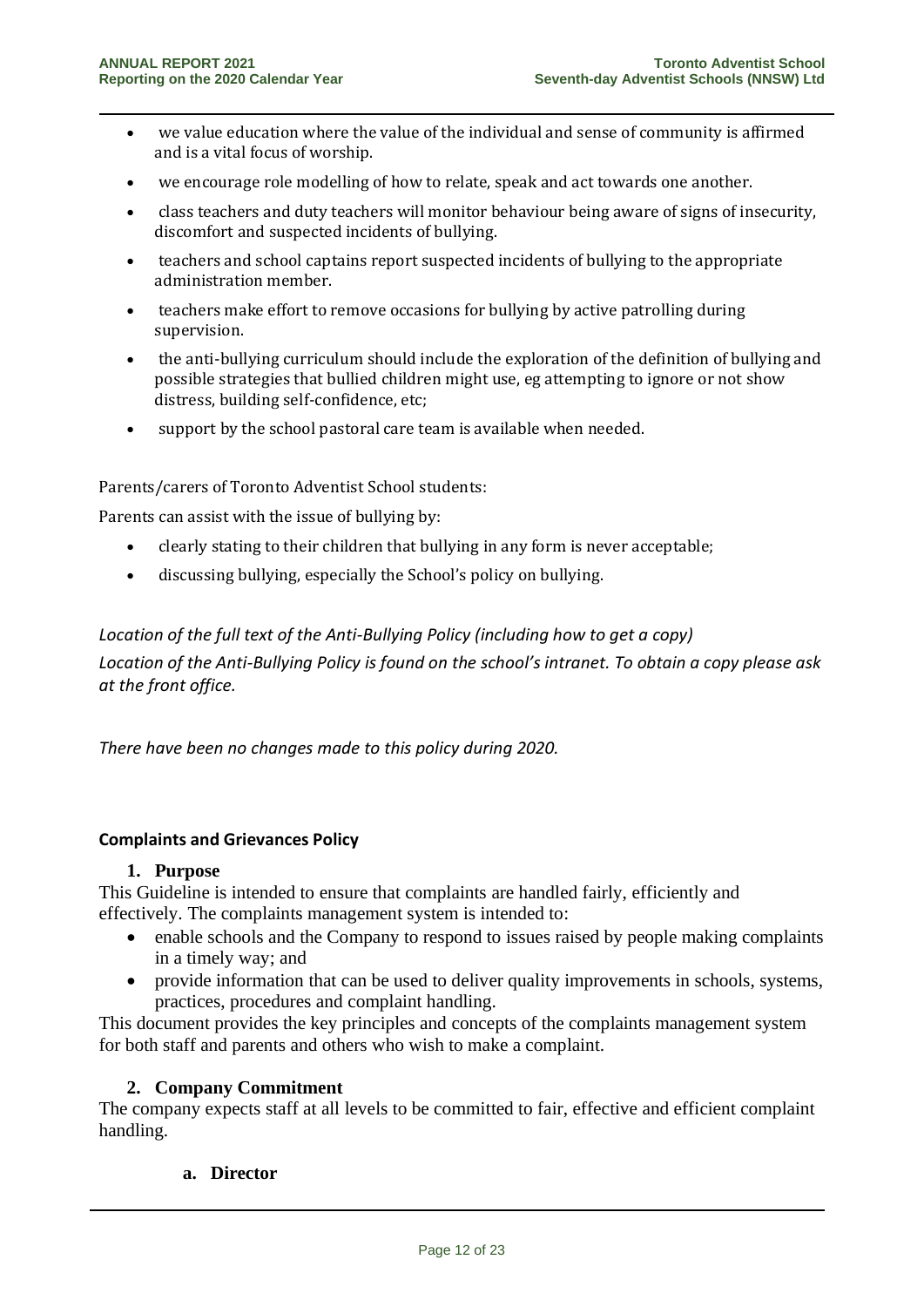- we value education where the value of the individual and sense of community is affirmed and is a vital focus of worship.
- we encourage role modelling of how to relate, speak and act towards one another.
- class teachers and duty teachers will monitor behaviour being aware of signs of insecurity, discomfort and suspected incidents of bullying.
- teachers and school captains report suspected incidents of bullying to the appropriate administration member.
- teachers make effort to remove occasions for bullying by active patrolling during supervision.
- the anti-bullying curriculum should include the exploration of the definition of bullying and possible strategies that bullied children might use, eg attempting to ignore or not show distress, building self-confidence, etc;
- support by the school pastoral care team is available when needed.

Parents/carers of Toronto Adventist School students:

Parents can assist with the issue of bullying by:

- clearly stating to their children that bullying in any form is never acceptable;
- discussing bullying, especially the School's policy on bullying.

*Location of the full text of the Anti-Bullying Policy (including how to get a copy)*

*Location of the Anti-Bullying Policy is found on the school's intranet. To obtain a copy please ask at the front office.*

*There have been no changes made to this policy during 2020.*

**Complaints and Grievances Policy**

**1. Purpose**

This Guideline is intended to ensure that complaints are handled fairly, efficiently and effectively. The complaints management system is intended to:

- enable schools and the Company to respond to issues raised by people making complaints in a timely way; and
- provide information that can be used to deliver quality improvements in schools, systems, practices, procedures and complaint handling.

This document provides the key principles and concepts of the complaints management system for both staff and parents and others who wish to make a complaint.

**2. Company Commitment**

The company expects staff at all levels to be committed to fair, effective and efficient complaint handling.

**a. Director**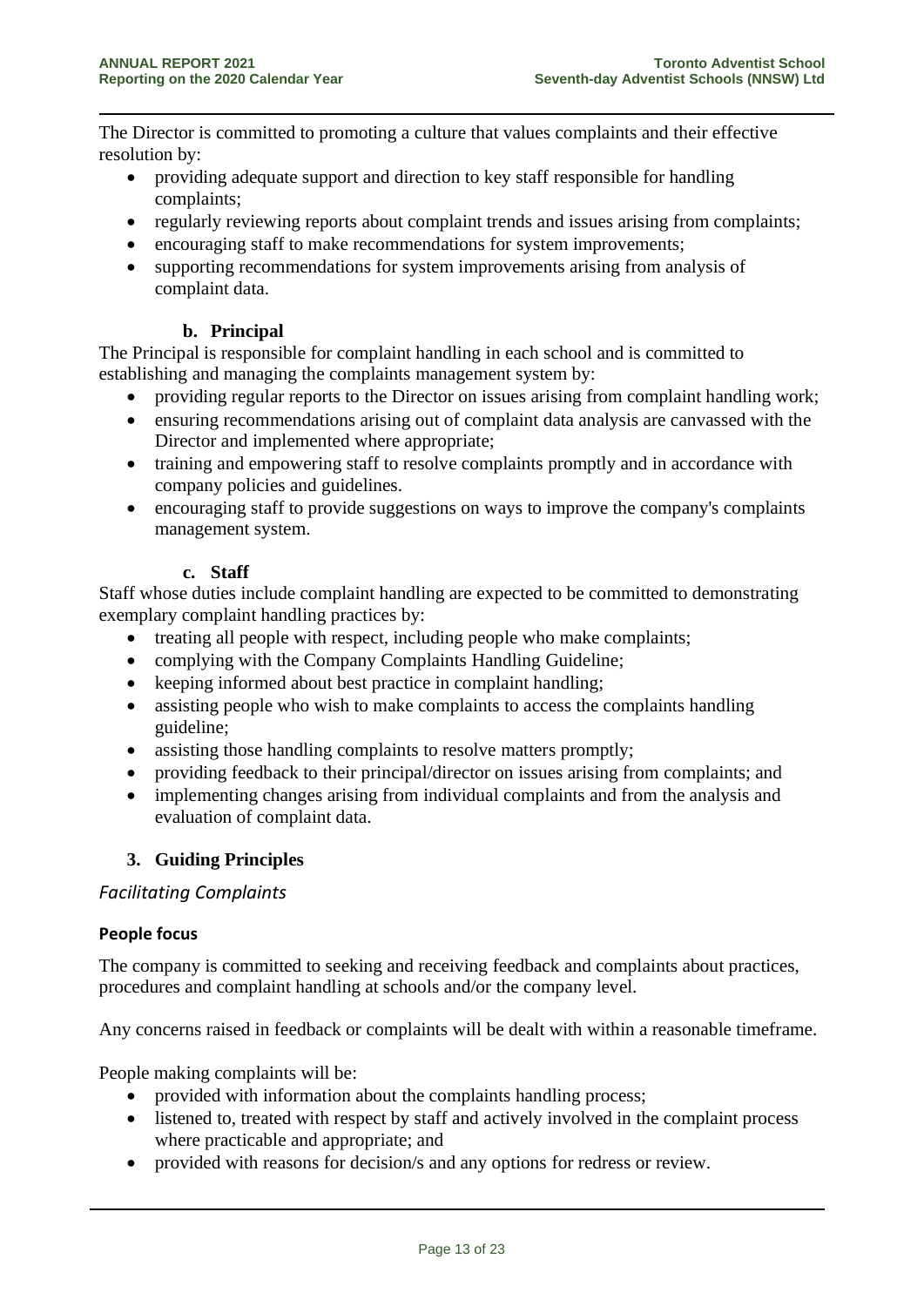The Director is committed to promoting a culture that values complaints and their effective resolution by:

- providing adequate support and direction to key staff responsible for handling complaints;
- regularly reviewing reports about complaint trends and issues arising from complaints;
- encouraging staff to make recommendations for system improvements;
- supporting recommendations for system improvements arising from analysis of complaint data.

### b. Principal

The Principal is responsible for complaint handling in each school and is committed to establishing and managing the complaints management system by:

- providing regular reports to the Director on issues arising from complaint handling work;
- ensuring recommendations arising out of complaint data analysis are canvassed with the Director and implemented where appropriate;
- training and empowering staff to resolve complaints promptly and in accordance with company policies and guidelines.
- encouraging staff to provide suggestions on ways to improve the company's complaints management system.

### c. Staff

Staff whose duties include complaint handling are expected to be committed to demonstrating exemplary complaint handling practices by:

- treating all people with respect, including people who make complaints;
- complying with the Company Complaints Handling Guideline;
- keeping informed about best practice in complaint handling;
- assisting people who wish to make complaints to access the complaints handling guideline;
- assisting those handling complaints to resolve matters promptly;
- providing feedback to their principal/director on issues arising from complaints; and
- implementing changes arising from individual complaints and from the analysis and evaluation of complaint data.

## 3. Guiding Principles

*Facilitating Complaints*

#### People focus

The company is committed to seeking and receiving feedback and complaints about practices, procedures and complaint handling at schools and/or the company level.

Any concerns raised in feedback or complaints will be dealt with within a reasonable timeframe.

People making complaints will be:

- provided with information about the complaints handling process;
- listened to, treated with respect by staff and actively involved in the complaint process where practicable and appropriate; and
- provided with reasons for decision/s and any options for redress or review.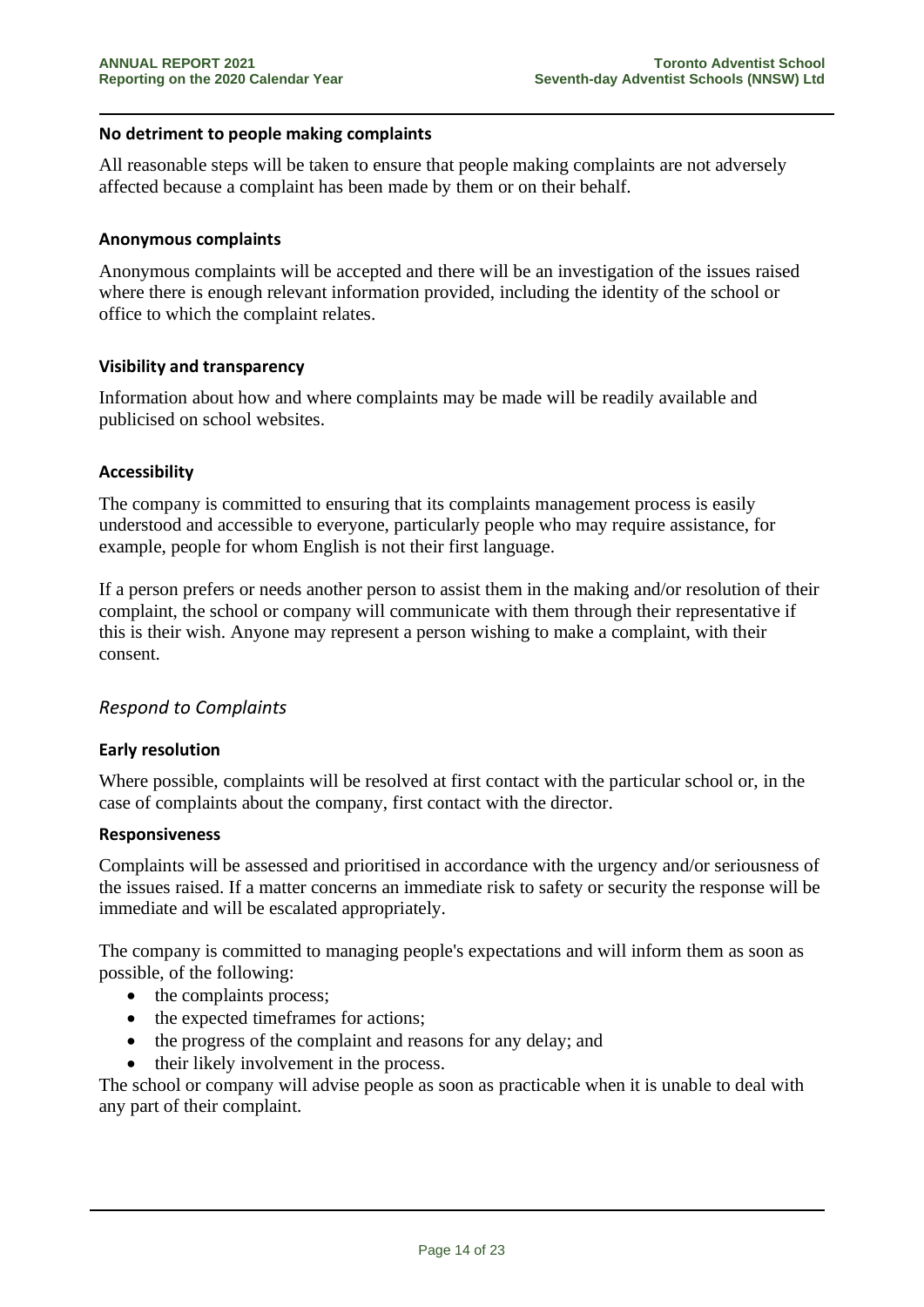#### No detriment to people making complaints

All reasonable steps will be taken to ensure that people making complaints are not adversely affected because a complaint has been made by them or on their behalf.

#### Anonymous complaints

Anonymous complaints will be accepted and there will be an investigation of the issues raised where there is enough relevant information provided, including the identity of the school or office to which the complaint relates.

#### Visibility and transparency

Information about how and where complaints may be made will be readily available and publicised on school websites.

#### Accessibility

The company is committed to ensuring that its complaints management process is easily understood and accessible to everyone, particularly people who may require assistance, for example, people for whom English is not their first language.

If a person prefers or needs another person to assist them in the making and/or resolution of their complaint, the school or company will communicate with them through their representative if this is their wish. Anyone may represent a person wishing to make a complaint, with their consent.

### *Respond to Complaints*

#### Early resolution

Where possible, complaints will be resolved at first contact with the particular school or, in the case of complaints about the company, first contact with the director.

#### Responsiveness

Complaints will be assessed and prioritised in accordance with the urgency and/or seriousness of the issues raised. If a matter concerns an immediate risk to safety or security the response will be immediate and will be escalated appropriately.

The company is committed to managing people's expectations and will inform them as soon as possible, of the following:

- the complaints process;
- the expected timeframes for actions;
- the progress of the complaint and reasons for any delay; and
- their likely involvement in the process.

The school or company will advise people as soon as practicable when it is unable to deal with any part of their complaint.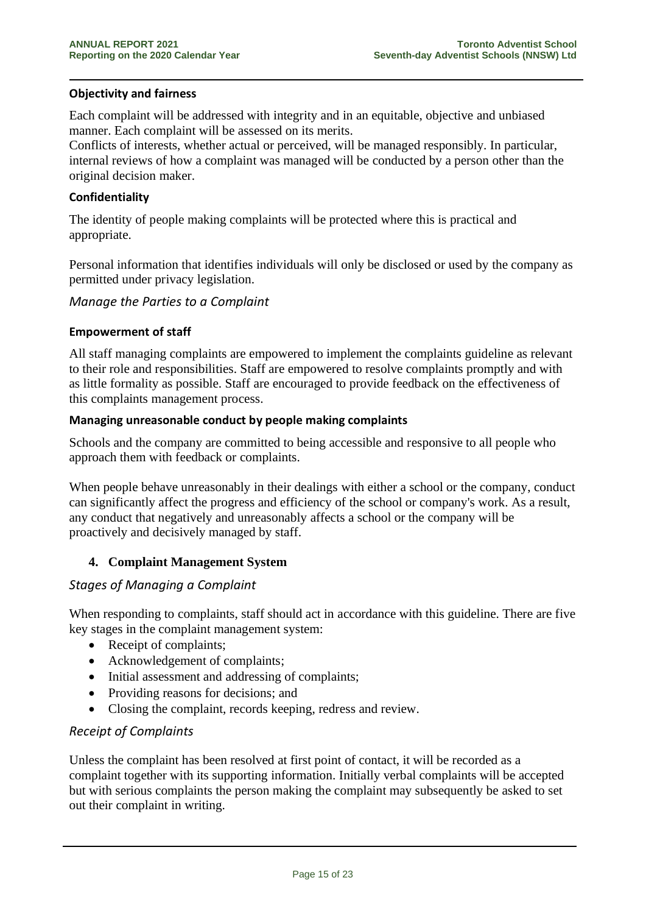#### Objectivity and fairness

Each complaint will be addressed with integrity and in an equitable, objective and unbiased manner. Each complaint will be assessed on its merits.
Conflicts of interests, whether actual or perceived, will be managed responsibly. In particular, internal reviews of how a complaint was managed will be conducted by a person other than the original decision maker.

#### Confidentiality

The identity of people making complaints will be protected where this is practical and appropriate.

Personal information that identifies individuals will only be disclosed or used by the company as permitted under privacy legislation.

### *Manage the Parties to a Complaint*

#### Empowerment of staff

All staff managing complaints are empowered to implement the complaints guideline as relevant to their role and responsibilities. Staff are empowered to resolve complaints promptly and with as little formality as possible. Staff are encouraged to provide feedback on the effectiveness of this complaints management process.

#### Managing unreasonable conduct by people making complaints

Schools and the company are committed to being accessible and responsive to all people who approach them with feedback or complaints.

When people behave unreasonably in their dealings with either a school or the company, conduct can significantly affect the progress and efficiency of the school or company's work. As a result, any conduct that negatively and unreasonably affects a school or the company will be proactively and decisively managed by staff.

## 4. Complaint Management System

### *Stages of Managing a Complaint*

When responding to complaints, staff should act in accordance with this guideline. There are five key stages in the complaint management system:

- Receipt of complaints;
- Acknowledgement of complaints;
- Initial assessment and addressing of complaints;
- Providing reasons for decisions; and
- Closing the complaint, records keeping, redress and review.

### *Receipt of Complaints*

Unless the complaint has been resolved at first point of contact, it will be recorded as a complaint together with its supporting information. Initially verbal complaints will be accepted but with serious complaints the person making the complaint may subsequently be asked to set out their complaint in writing.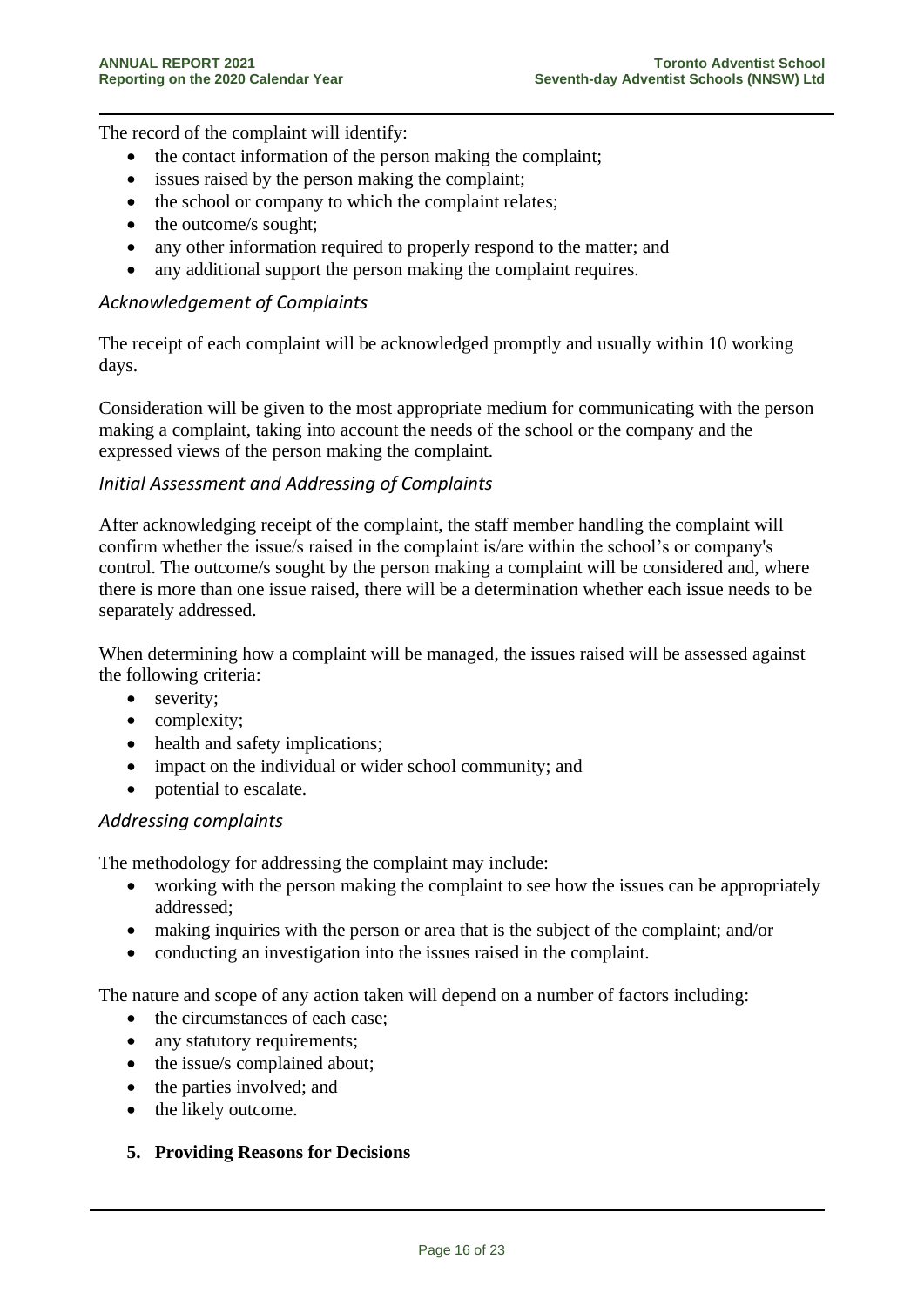The record of the complaint will identify:

- the contact information of the person making the complaint;
- issues raised by the person making the complaint;
- the school or company to which the complaint relates;
- the outcome/s sought;
- any other information required to properly respond to the matter; and
- any additional support the person making the complaint requires.

### *Acknowledgement of Complaints*

The receipt of each complaint will be acknowledged promptly and usually within 10 working days.

Consideration will be given to the most appropriate medium for communicating with the person making a complaint, taking into account the needs of the school or the company and the expressed views of the person making the complaint.

### *Initial Assessment and Addressing of Complaints*

After acknowledging receipt of the complaint, the staff member handling the complaint will confirm whether the issue/s raised in the complaint is/are within the school's or company's control. The outcome/s sought by the person making a complaint will be considered and, where there is more than one issue raised, there will be a determination whether each issue needs to be separately addressed.

When determining how a complaint will be managed, the issues raised will be assessed against the following criteria:

- severity;
- complexity;
- health and safety implications;
- impact on the individual or wider school community; and
- potential to escalate.

### *Addressing complaints*

The methodology for addressing the complaint may include:

- working with the person making the complaint to see how the issues can be appropriately addressed;
- making inquiries with the person or area that is the subject of the complaint; and/or
- conducting an investigation into the issues raised in the complaint.

The nature and scope of any action taken will depend on a number of factors including:

- the circumstances of each case;
- any statutory requirements;
- the issue/s complained about;
- the parties involved; and
- the likely outcome.

5. **Providing Reasons for Decisions**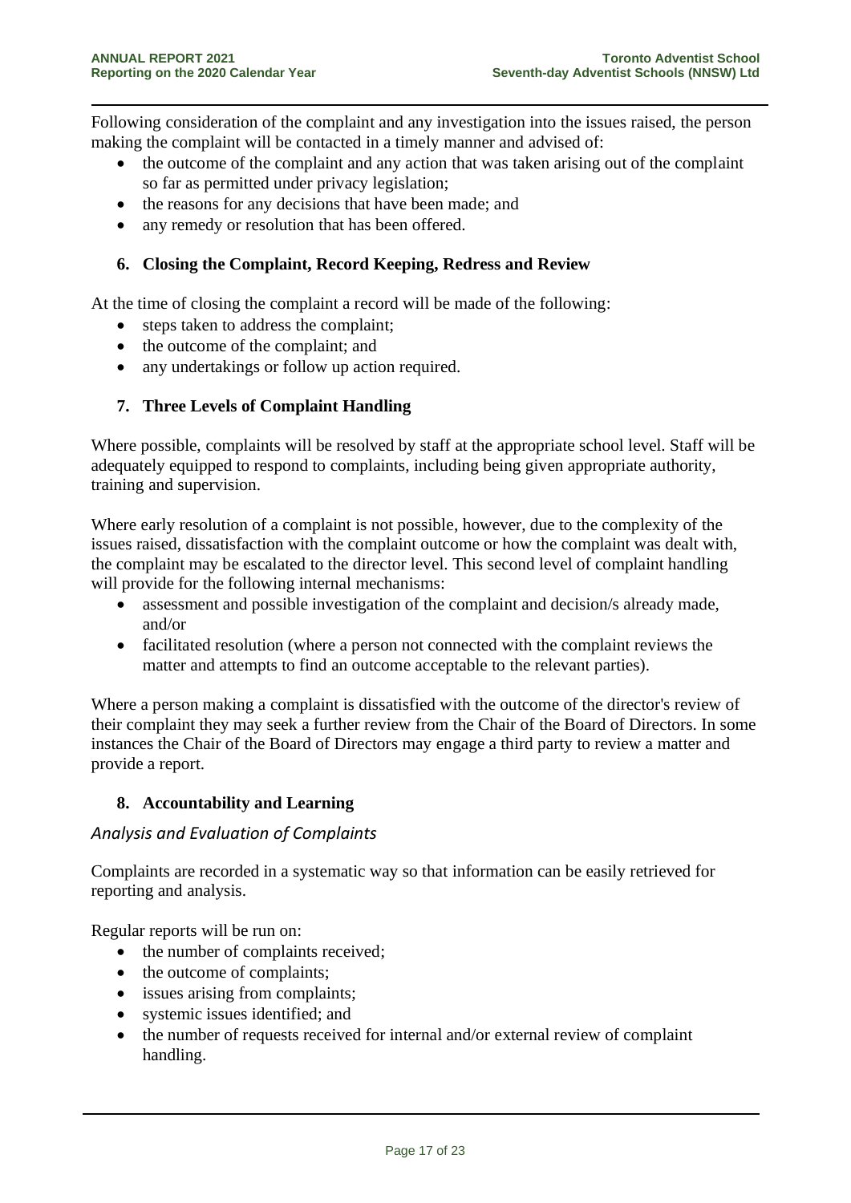Following consideration of the complaint and any investigation into the issues raised, the person making the complaint will be contacted in a timely manner and advised of:

- the outcome of the complaint and any action that was taken arising out of the complaint so far as permitted under privacy legislation;
- the reasons for any decisions that have been made; and
- any remedy or resolution that has been offered.

### 6. Closing the Complaint, Record Keeping, Redress and Review

At the time of closing the complaint a record will be made of the following:

- steps taken to address the complaint;
- the outcome of the complaint; and
- any undertakings or follow up action required.

### 7. Three Levels of Complaint Handling

Where possible, complaints will be resolved by staff at the appropriate school level. Staff will be adequately equipped to respond to complaints, including being given appropriate authority, training and supervision.

Where early resolution of a complaint is not possible, however, due to the complexity of the issues raised, dissatisfaction with the complaint outcome or how the complaint was dealt with, the complaint may be escalated to the director level. This second level of complaint handling will provide for the following internal mechanisms:

- assessment and possible investigation of the complaint and decision/s already made, and/or
- facilitated resolution (where a person not connected with the complaint reviews the matter and attempts to find an outcome acceptable to the relevant parties).

Where a person making a complaint is dissatisfied with the outcome of the director's review of their complaint they may seek a further review from the Chair of the Board of Directors. In some instances the Chair of the Board of Directors may engage a third party to review a matter and provide a report.

### 8. Accountability and Learning

*Analysis and Evaluation of Complaints*

Complaints are recorded in a systematic way so that information can be easily retrieved for reporting and analysis.

Regular reports will be run on:

- the number of complaints received;
- the outcome of complaints;
- issues arising from complaints;
- systemic issues identified; and
- the number of requests received for internal and/or external review of complaint handling.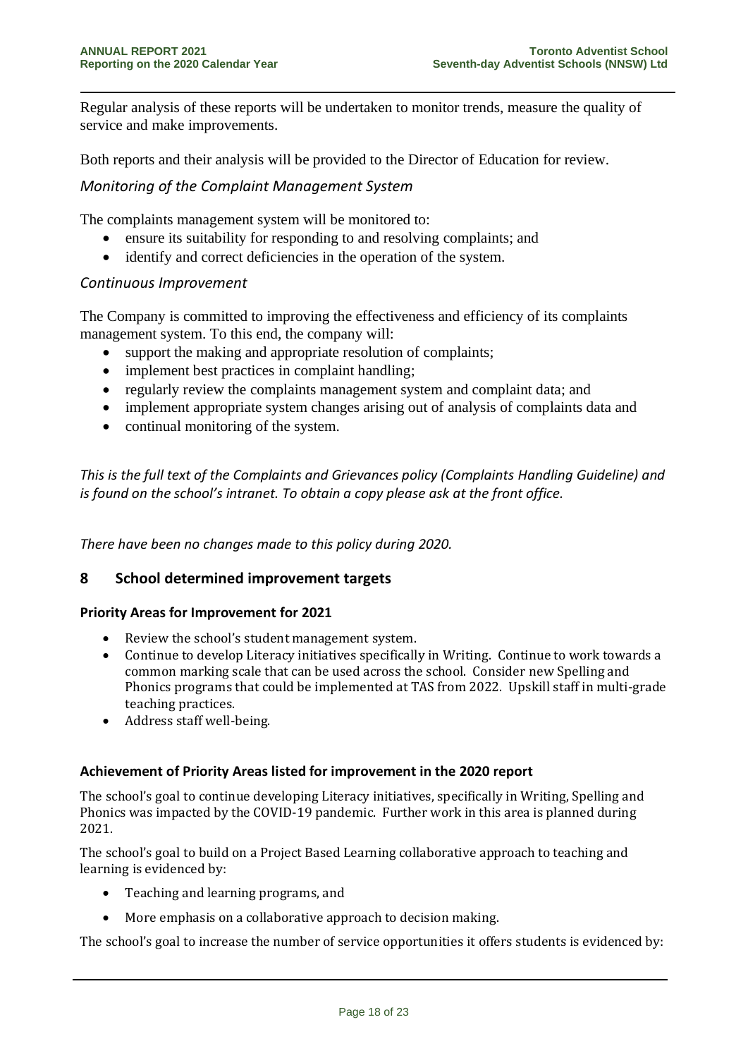Regular analysis of these reports will be undertaken to monitor trends, measure the quality of service and make improvements.

Both reports and their analysis will be provided to the Director of Education for review.

### *Monitoring of the Complaint Management System*

The complaints management system will be monitored to:

- ensure its suitability for responding to and resolving complaints; and
- identify and correct deficiencies in the operation of the system.

### *Continuous Improvement*

The Company is committed to improving the effectiveness and efficiency of its complaints management system. To this end, the company will:

- support the making and appropriate resolution of complaints;
- implement best practices in complaint handling;
- regularly review the complaints management system and complaint data; and
- implement appropriate system changes arising out of analysis of complaints data and
- continual monitoring of the system.

*This is the full text of the Complaints and Grievances policy (Complaints Handling Guideline) and is found on the school's intranet. To obtain a copy please ask at the front office.*

*There have been no changes made to this policy during 2020.*

## 8 School determined improvement targets

### Priority Areas for Improvement for 2021

- Review the school's student management system.
- Continue to develop Literacy initiatives specifically in Writing. Continue to work towards a common marking scale that can be used across the school. Consider new Spelling and Phonics programs that could be implemented at TAS from 2022. Upskill staff in multi-grade teaching practices.
- Address staff well-being.

### Achievement of Priority Areas listed for improvement in the 2020 report

The school's goal to continue developing Literacy initiatives, specifically in Writing, Spelling and Phonics was impacted by the COVID-19 pandemic. Further work in this area is planned during 2021.

The school's goal to build on a Project Based Learning collaborative approach to teaching and learning is evidenced by:

- Teaching and learning programs, and
- More emphasis on a collaborative approach to decision making.

The school's goal to increase the number of service opportunities it offers students is evidenced by: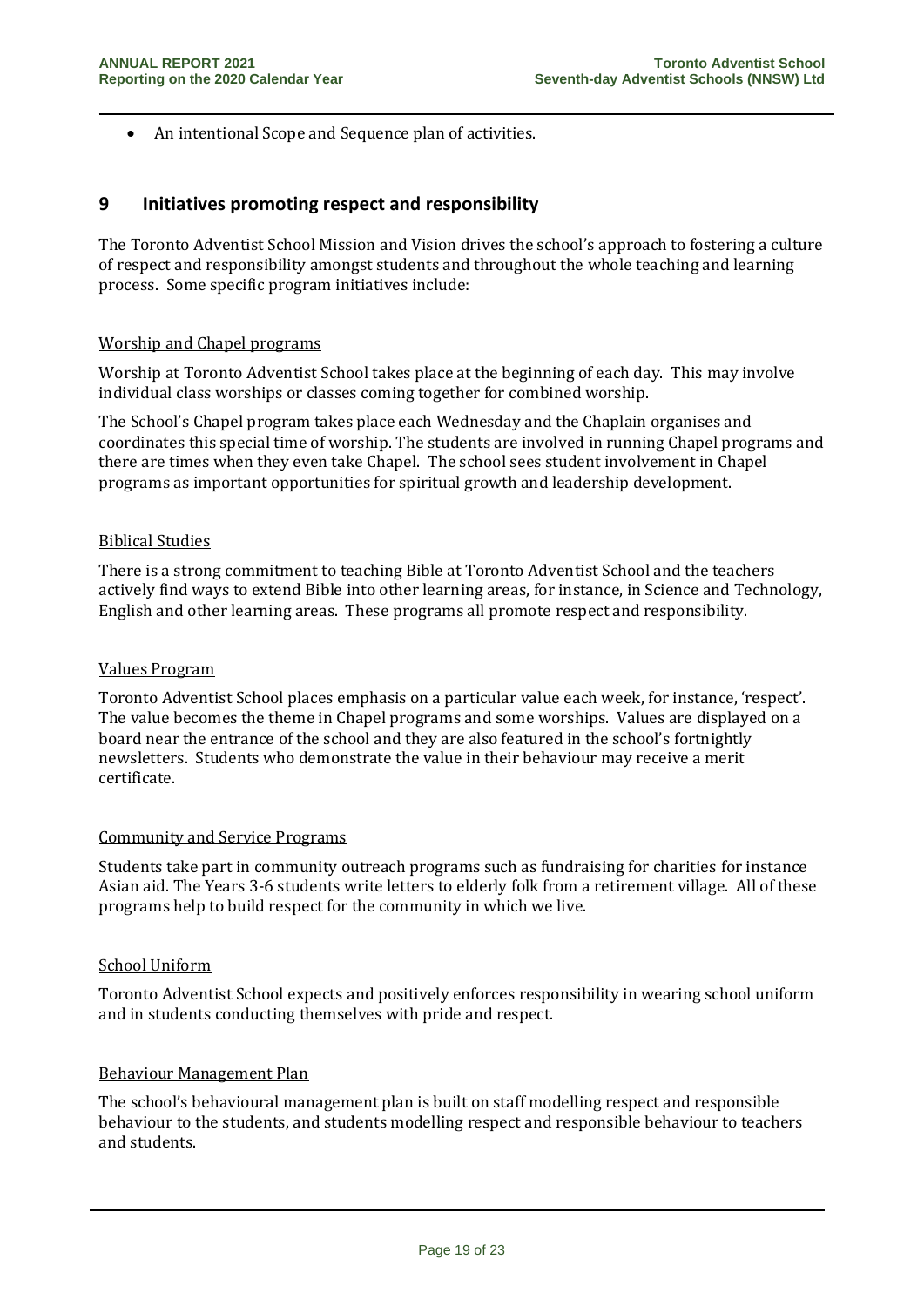- An intentional Scope and Sequence plan of activities.

## 9 Initiatives promoting respect and responsibility

The Toronto Adventist School Mission and Vision drives the school's approach to fostering a culture of respect and responsibility amongst students and throughout the whole teaching and learning process. Some specific program initiatives include:

### Worship and Chapel programs

Worship at Toronto Adventist School takes place at the beginning of each day. This may involve individual class worships or classes coming together for combined worship.

The School's Chapel program takes place each Wednesday and the Chaplain organises and coordinates this special time of worship. The students are involved in running Chapel programs and there are times when they even take Chapel. The school sees student involvement in Chapel programs as important opportunities for spiritual growth and leadership development.

### Biblical Studies

There is a strong commitment to teaching Bible at Toronto Adventist School and the teachers actively find ways to extend Bible into other learning areas, for instance, in Science and Technology, English and other learning areas. These programs all promote respect and responsibility.

### Values Program

Toronto Adventist School places emphasis on a particular value each week, for instance, 'respect'. The value becomes the theme in Chapel programs and some worships. Values are displayed on a board near the entrance of the school and they are also featured in the school's fortnightly newsletters. Students who demonstrate the value in their behaviour may receive a merit certificate.

### Community and Service Programs

Students take part in community outreach programs such as fundraising for charities for instance Asian aid. The Years 3-6 students write letters to elderly folk from a retirement village. All of these programs help to build respect for the community in which we live.

### School Uniform

Toronto Adventist School expects and positively enforces responsibility in wearing school uniform and in students conducting themselves with pride and respect.

### Behaviour Management Plan

The school's behavioural management plan is built on staff modelling respect and responsible behaviour to the students, and students modelling respect and responsible behaviour to teachers and students.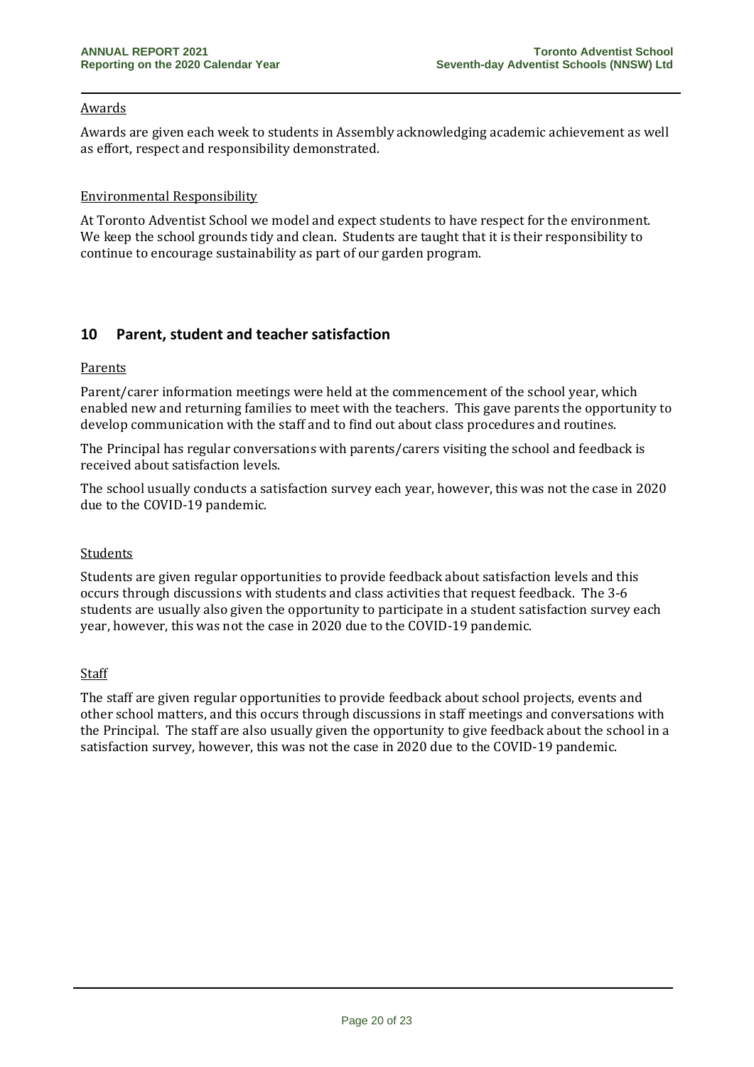Awards

Awards are given each week to students in Assembly acknowledging academic achievement as well as effort, respect and responsibility demonstrated.

Environmental Responsibility

At Toronto Adventist School we model and expect students to have respect for the environment. We keep the school grounds tidy and clean. Students are taught that it is their responsibility to continue to encourage sustainability as part of our garden program.

## 10 Parent, student and teacher satisfaction

Parents

Parent/carer information meetings were held at the commencement of the school year, which enabled new and returning families to meet with the teachers. This gave parents the opportunity to develop communication with the staff and to find out about class procedures and routines.

The Principal has regular conversations with parents/carers visiting the school and feedback is received about satisfaction levels.

The school usually conducts a satisfaction survey each year, however, this was not the case in 2020 due to the COVID-19 pandemic.

Students

Students are given regular opportunities to provide feedback about satisfaction levels and this occurs through discussions with students and class activities that request feedback. The 3-6 students are usually also given the opportunity to participate in a student satisfaction survey each year, however, this was not the case in 2020 due to the COVID-19 pandemic.

Staff

The staff are given regular opportunities to provide feedback about school projects, events and other school matters, and this occurs through discussions in staff meetings and conversations with the Principal. The staff are also usually given the opportunity to give feedback about the school in a satisfaction survey, however, this was not the case in 2020 due to the COVID-19 pandemic.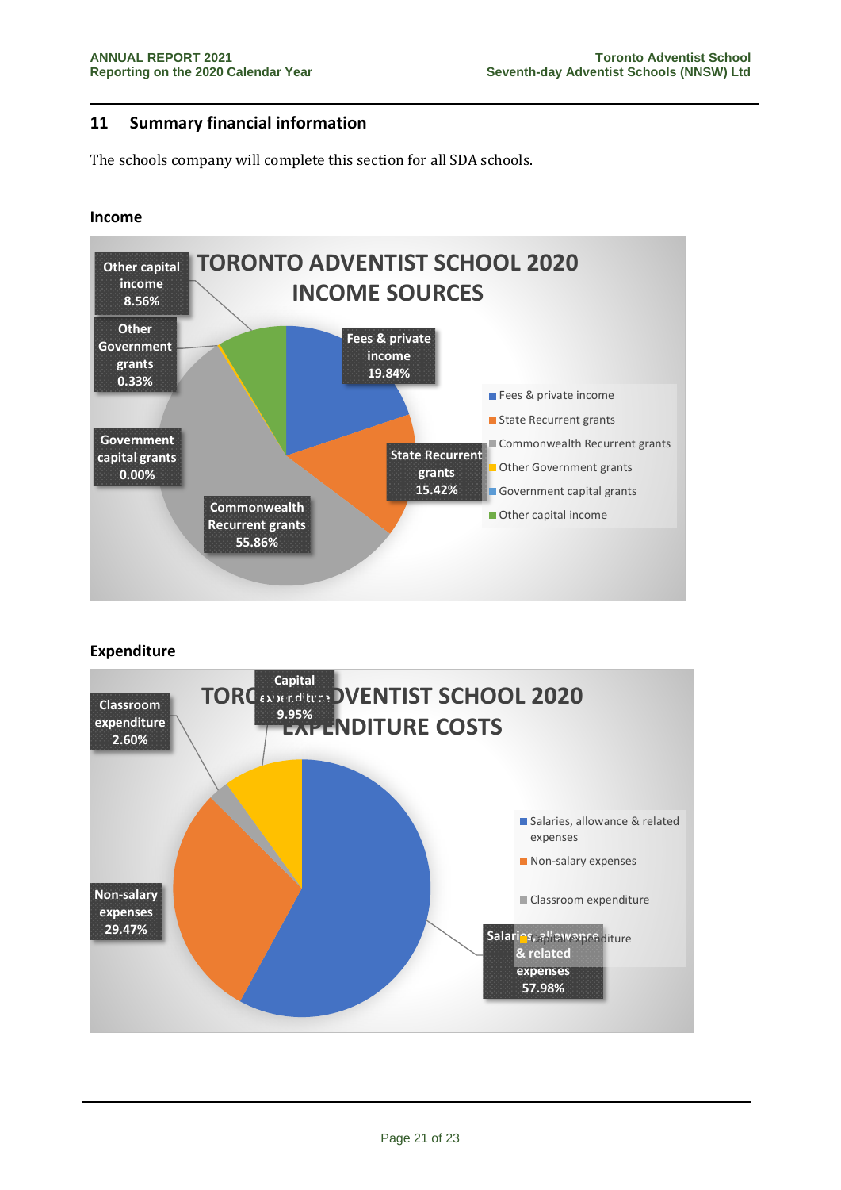## 11 Summary financial information

The schools company will complete this section for all SDA schools.

### Income

**TORONTO ADVENTIST SCHOOL 2020 INCOME SOURCES**

| Income source | Percentage |
|---|---|
| Fees & private income | 19.84% |
| State Recurrent grants | 15.42% |
| Commonwealth Recurrent grants | 55.86% |
| Other Government grants | 0.33% |
| Government capital grants | 0.00% |
| Other capital income | 8.56% |

### Expenditure

**TORONTO ADVENTIST SCHOOL 2020 EXPENDITURE COSTS**

| Expenditure | Percentage |
|---|---|
| Salaries, allowance & related expenses | 57.98% |
| Non-salary expenses | 29.47% |
| Classroom expenditure | 2.60% |
| Capital expenditure | 9.95% |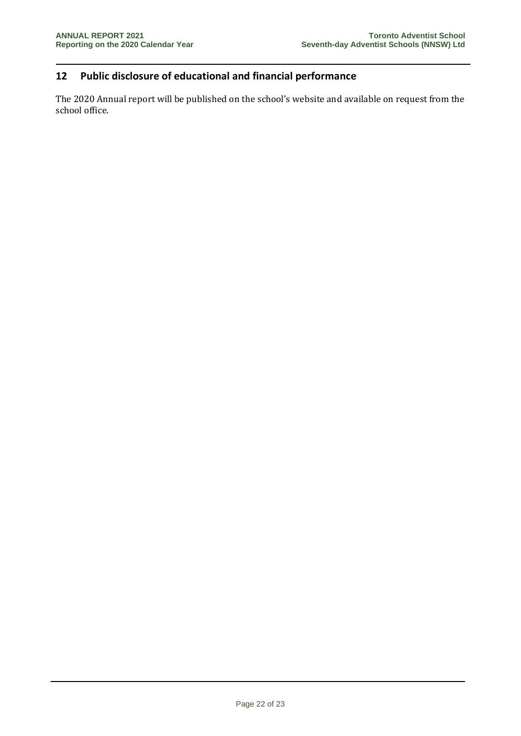## 12 Public disclosure of educational and financial performance

The 2020 Annual report will be published on the school's website and available on request from the school office.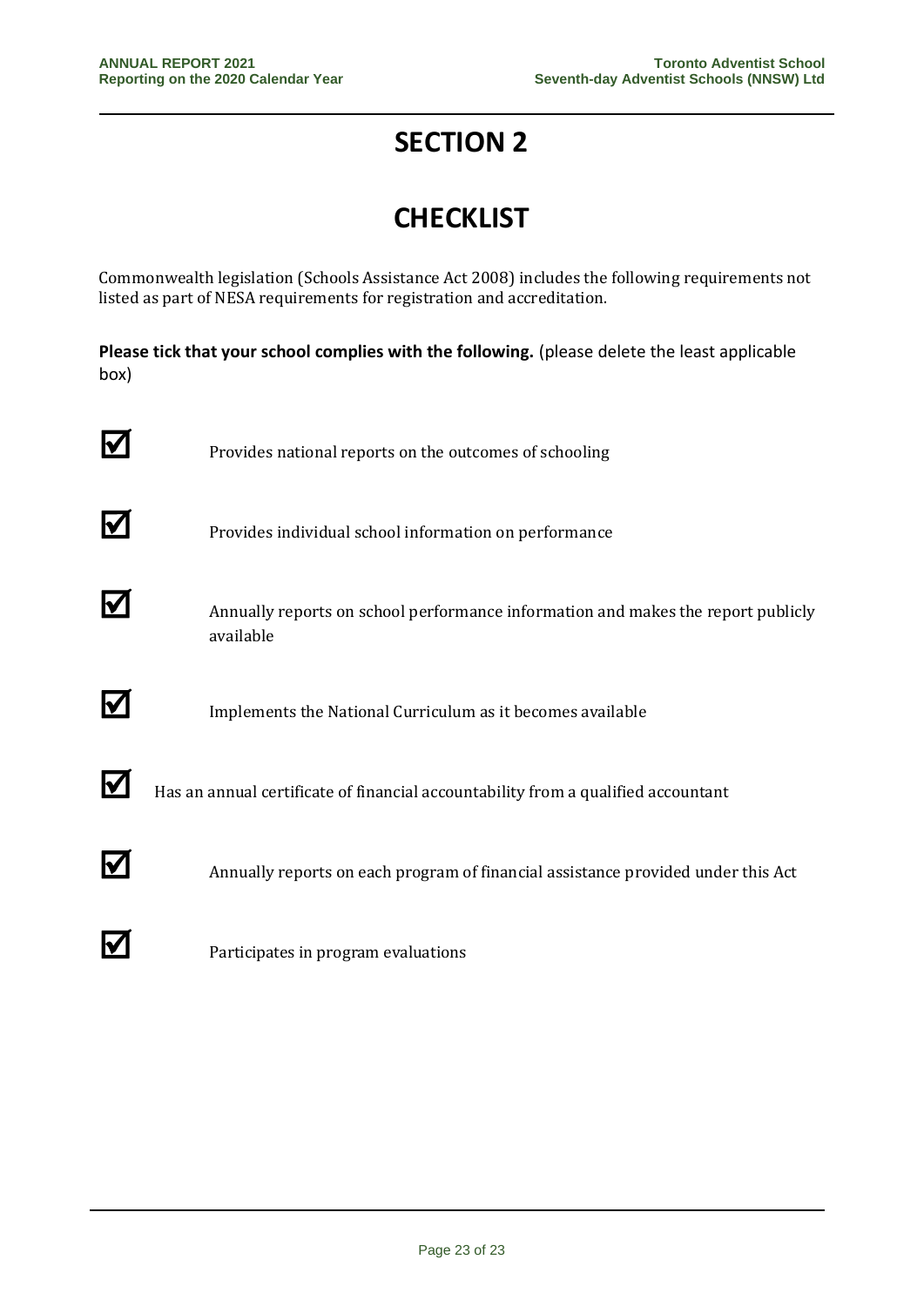# SECTION 2

# CHECKLIST

Commonwealth legislation (Schools Assistance Act 2008) includes the following requirements not listed as part of NESA requirements for registration and accreditation.

**Please tick that your school complies with the following.** (please delete the least applicable box)

☑ Provides national reports on the outcomes of schooling

☑ Provides individual school information on performance

☑ Annually reports on school performance information and makes the report publicly available

☑ Implements the National Curriculum as it becomes available

☑ Has an annual certificate of financial accountability from a qualified accountant

☑ Annually reports on each program of financial assistance provided under this Act

☑ Participates in program evaluations